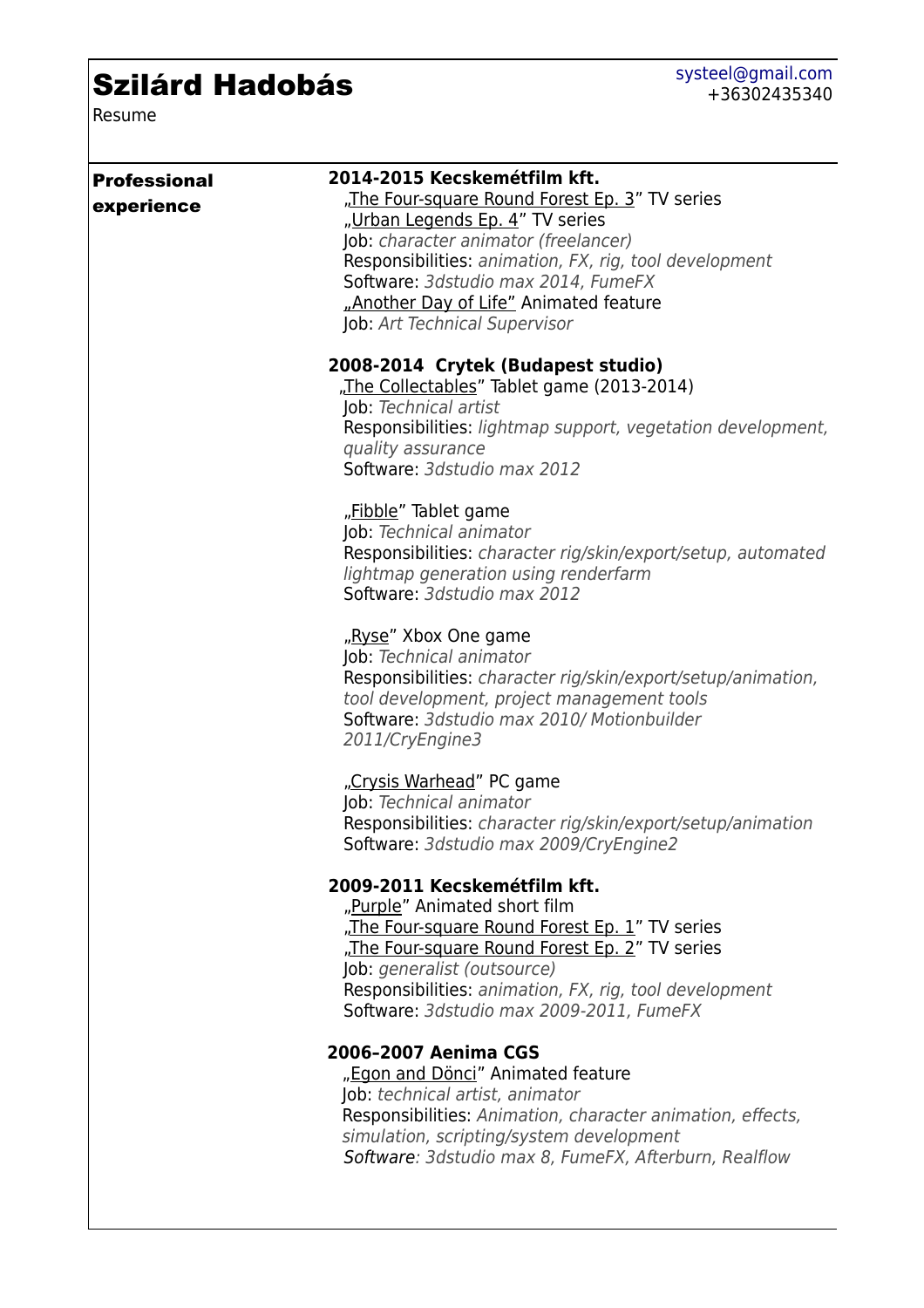# Szilárd Hadobás

Resume

systeel@gmail.com
+36302435340

## Professional experience

**2014-2015 Kecskemétfilm kft.**

„The Four-square Round Forest Ep. 3" TV series
„Urban Legends Ep. 4" TV series
Job: *character animator (freelancer)*
Responsibilities: *animation, FX, rig, tool development*
Software: *3dstudio max 2014, FumeFX*
„Another Day of Life" Animated feature
Job: *Art Technical Supervisor*

**2008-2014 Crytek (Budapest studio)**

„The Collectables" Tablet game (2013-2014)
Job: *Technical artist*
Responsibilities: *lightmap support, vegetation development, quality assurance*
Software: *3dstudio max 2012*

„Fibble" Tablet game
Job: *Technical animator*
Responsibilities: *character rig/skin/export/setup, automated lightmap generation using renderfarm*
Software: *3dstudio max 2012*

„Ryse" Xbox One game
Job: *Technical animator*
Responsibilities: *character rig/skin/export/setup/animation, tool development, project management tools*
Software: *3dstudio max 2010/ Motionbuilder 2011/CryEngine3*

„Crysis Warhead" PC game
Job: *Technical animator*
Responsibilities: *character rig/skin/export/setup/animation*
Software: *3dstudio max 2009/CryEngine2*

**2009-2011 Kecskemétfilm kft.**

„Purple" Animated short film
„The Four-square Round Forest Ep. 1" TV series
„The Four-square Round Forest Ep. 2" TV series
Job: *generalist (outsource)*
Responsibilities: *animation, FX, rig, tool development*
Software: *3dstudio max 2009-2011, FumeFX*

**2006–2007 Aenima CGS**

„Egon and Dönci" Animated feature
Job: *technical artist, animator*
Responsibilities: *Animation, character animation, effects, simulation, scripting/system development*
*Software: 3dstudio max 8, FumeFX, Afterburn, Realflow*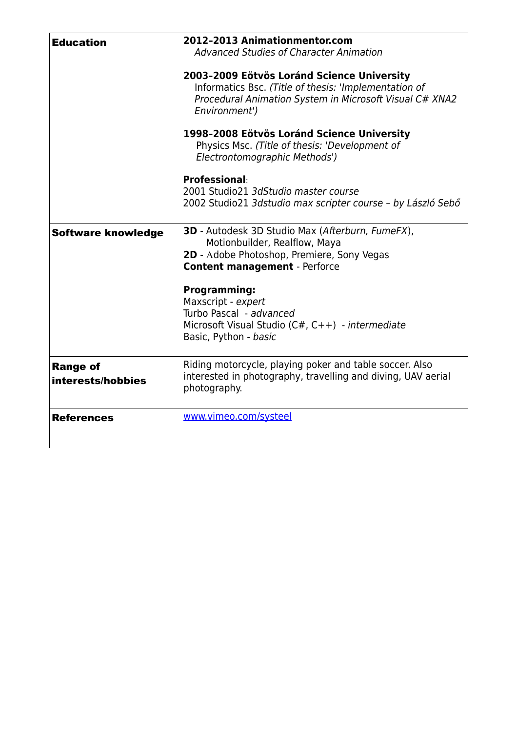| | |
|---|---|
| **Education** | **2012–2013 Animationmentor.com**<br>*Advanced Studies of Character Animation*<br><br>**2003–2009 Eötvös Loránd Science University**<br>Informatics Bsc. *(Title of thesis: 'Implementation of Procedural Animation System in Microsoft Visual C# XNA2 Environment')*<br><br>**1998–2008 Eötvös Loránd Science University**<br>Physics Msc. *(Title of thesis: 'Development of Electrontomographic Methods')*<br><br>**Professional**:<br>2001 Studio21 *3dStudio master course*<br>2002 Studio21 *3dstudio max scripter course – by László Sebő* |
| **Software knowledge** | **3D** - Autodesk 3D Studio Max (*Afterburn, FumeFX*), Motionbuilder, Realflow, Maya<br>**2D** - Adobe Photoshop, Premiere, Sony Vegas<br>**Content management** - Perforce<br><br>**Programming:**<br>Maxscript - *expert*<br>Turbo Pascal - *advanced*<br>Microsoft Visual Studio (C#, C++) - *intermediate*<br>Basic, Python - *basic* |
| **Range of interests/hobbies** | Riding motorcycle, playing poker and table soccer. Also interested in photography, travelling and diving, UAV aerial photography. |
| **References** | www.vimeo.com/systeel |